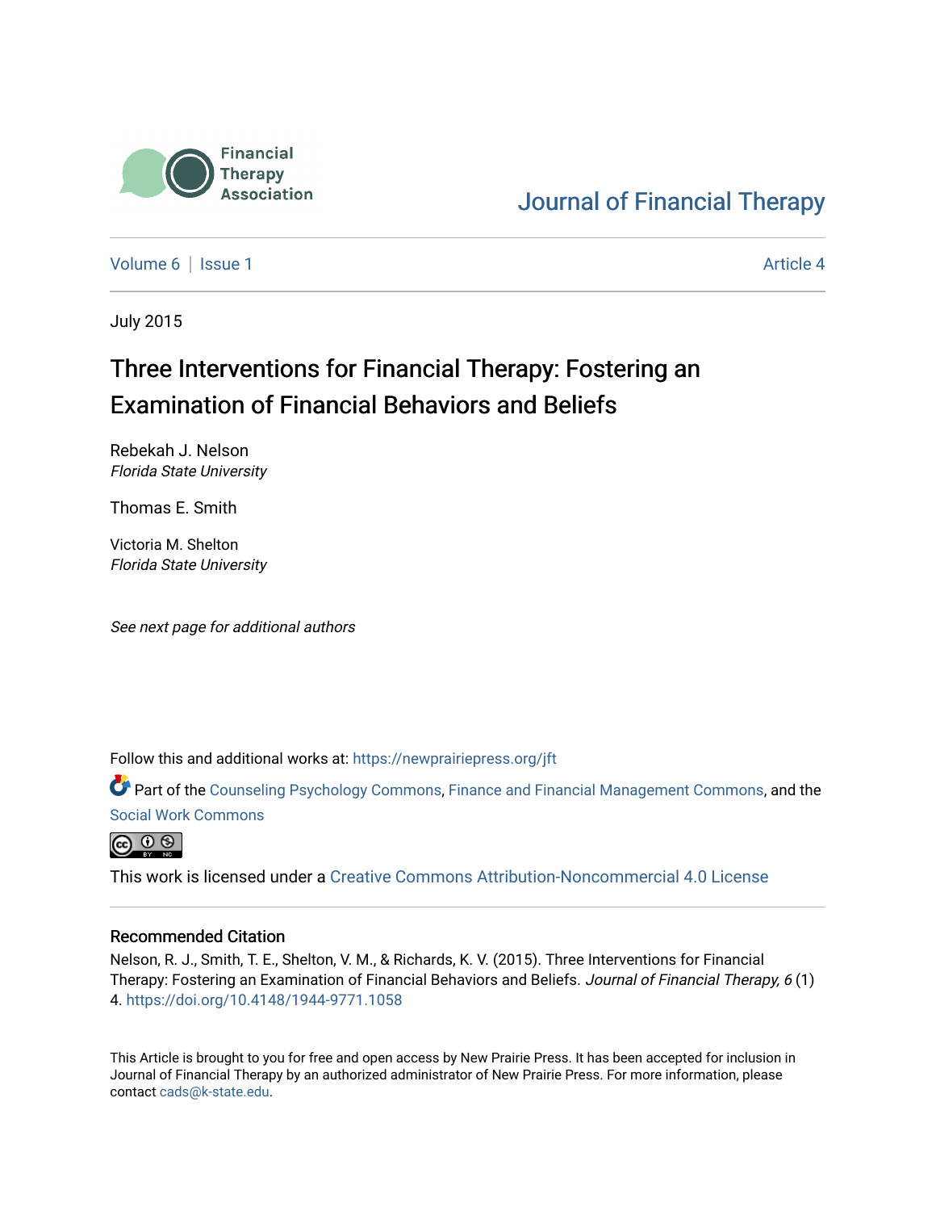Financial Therapy Association

# Journal of Financial Therapy

Volume 6 | Issue 1 Article 4

July 2015

# Three Interventions for Financial Therapy: Fostering an Examination of Financial Behaviors and Beliefs

Rebekah J. Nelson
*Florida State University*

Thomas E. Smith

Victoria M. Shelton
*Florida State University*

*See next page for additional authors*

Follow this and additional works at: https://newprairiepress.org/jft

Part of the Counseling Psychology Commons, Finance and Financial Management Commons, and the Social Work Commons

This work is licensed under a Creative Commons Attribution-Noncommercial 4.0 License

## Recommended Citation

Nelson, R. J., Smith, T. E., Shelton, V. M., & Richards, K. V. (2015). Three Interventions for Financial Therapy: Fostering an Examination of Financial Behaviors and Beliefs. *Journal of Financial Therapy, 6* (1) 4. https://doi.org/10.4148/1944-9771.1058

This Article is brought to you for free and open access by New Prairie Press. It has been accepted for inclusion in Journal of Financial Therapy by an authorized administrator of New Prairie Press. For more information, please contact cads@k-state.edu.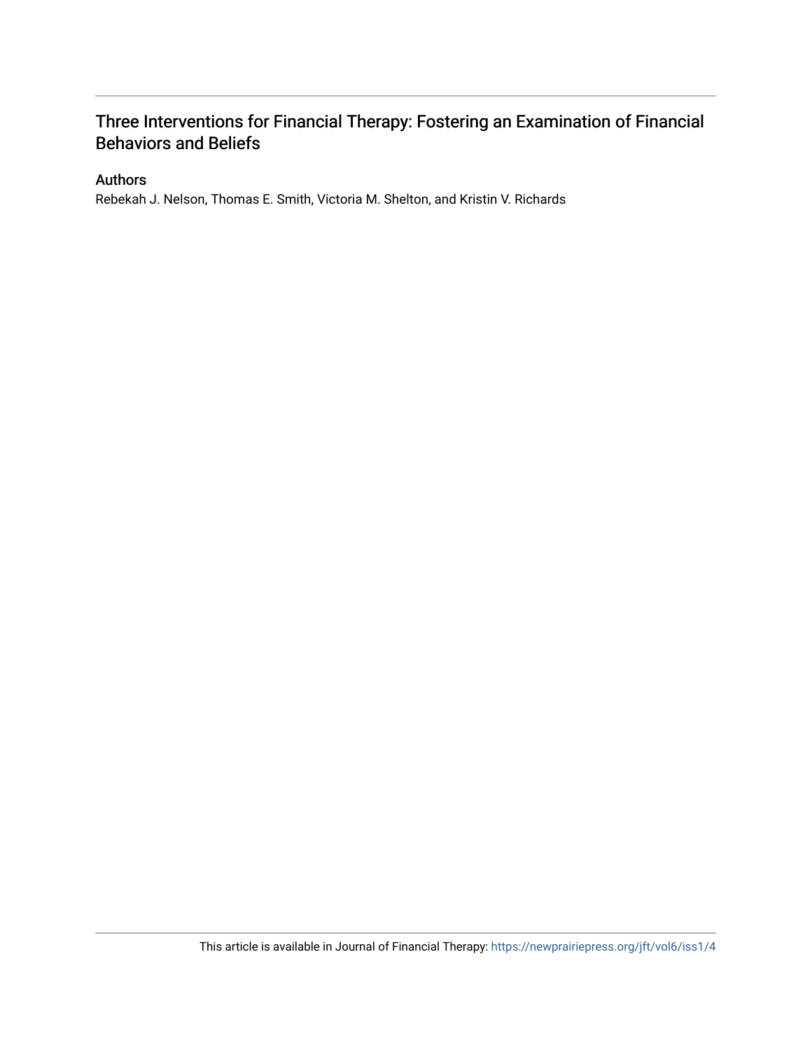# Three Interventions for Financial Therapy: Fostering an Examination of Financial Behaviors and Beliefs

## Authors

Rebekah J. Nelson, Thomas E. Smith, Victoria M. Shelton, and Kristin V. Richards

This article is available in Journal of Financial Therapy: https://newprairiepress.org/jft/vol6/iss1/4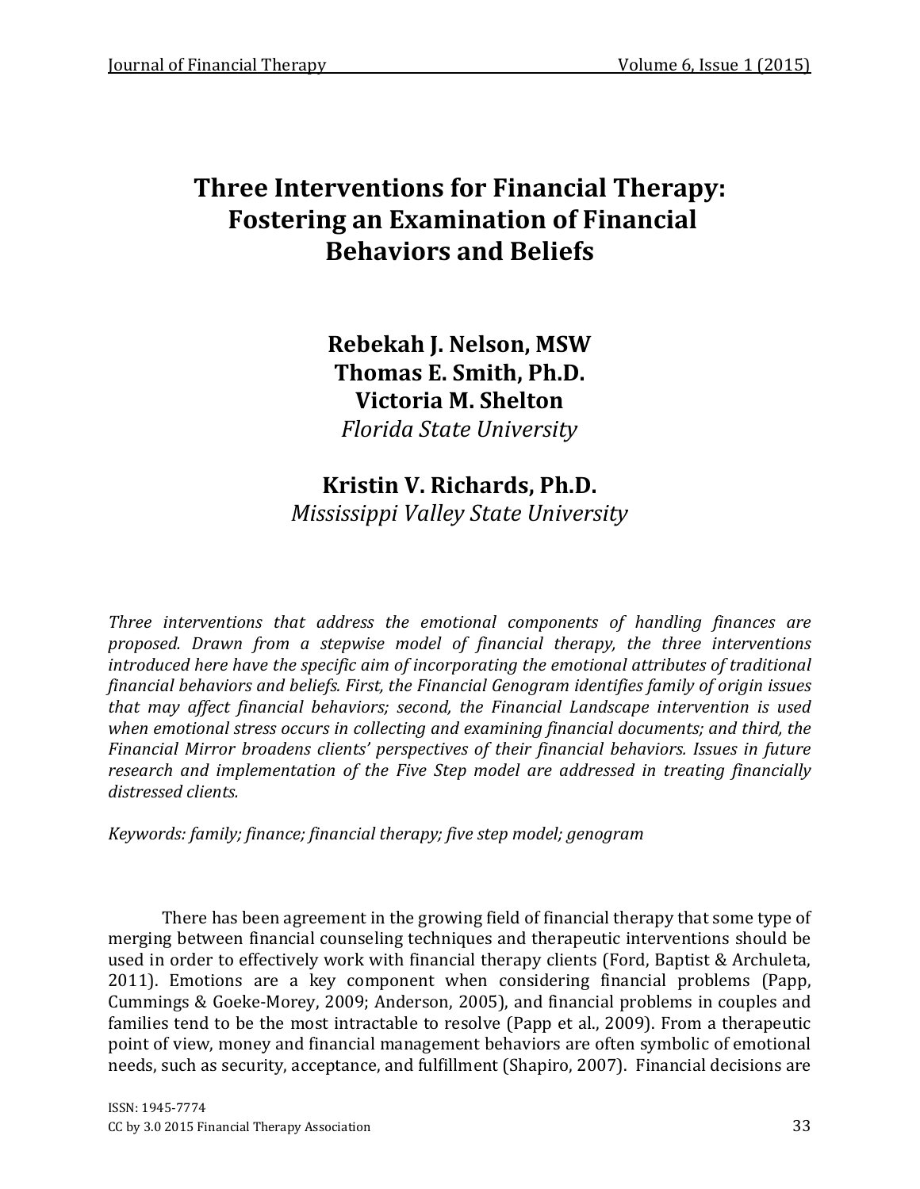# Three Interventions for Financial Therapy: Fostering an Examination of Financial Behaviors and Beliefs

**Rebekah J. Nelson, MSW**
**Thomas E. Smith, Ph.D.**
**Victoria M. Shelton**
*Florida State University*

**Kristin V. Richards, Ph.D.**
*Mississippi Valley State University*

*Three interventions that address the emotional components of handling finances are proposed. Drawn from a stepwise model of financial therapy, the three interventions introduced here have the specific aim of incorporating the emotional attributes of traditional financial behaviors and beliefs. First, the Financial Genogram identifies family of origin issues that may affect financial behaviors; second, the Financial Landscape intervention is used when emotional stress occurs in collecting and examining financial documents; and third, the Financial Mirror broadens clients' perspectives of their financial behaviors. Issues in future research and implementation of the Five Step model are addressed in treating financially distressed clients.*

*Keywords: family; finance; financial therapy; five step model; genogram*

There has been agreement in the growing field of financial therapy that some type of merging between financial counseling techniques and therapeutic interventions should be used in order to effectively work with financial therapy clients (Ford, Baptist & Archuleta, 2011). Emotions are a key component when considering financial problems (Papp, Cummings & Goeke-Morey, 2009; Anderson, 2005), and financial problems in couples and families tend to be the most intractable to resolve (Papp et al., 2009). From a therapeutic point of view, money and financial management behaviors are often symbolic of emotional needs, such as security, acceptance, and fulfillment (Shapiro, 2007). Financial decisions are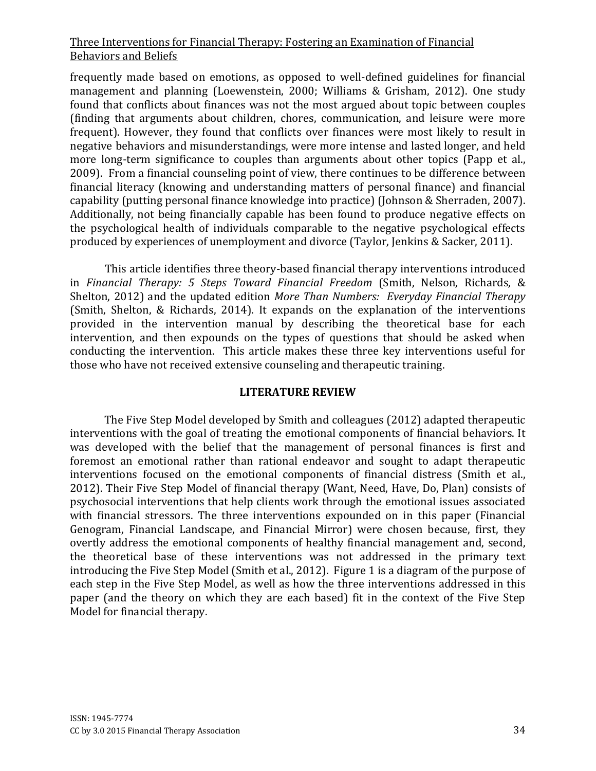frequently made based on emotions, as opposed to well-defined guidelines for financial management and planning (Loewenstein, 2000; Williams & Grisham, 2012). One study found that conflicts about finances was not the most argued about topic between couples (finding that arguments about children, chores, communication, and leisure were more frequent). However, they found that conflicts over finances were most likely to result in negative behaviors and misunderstandings, were more intense and lasted longer, and held more long-term significance to couples than arguments about other topics (Papp et al., 2009). From a financial counseling point of view, there continues to be difference between financial literacy (knowing and understanding matters of personal finance) and financial capability (putting personal finance knowledge into practice) (Johnson & Sherraden, 2007). Additionally, not being financially capable has been found to produce negative effects on the psychological health of individuals comparable to the negative psychological effects produced by experiences of unemployment and divorce (Taylor, Jenkins & Sacker, 2011).

This article identifies three theory-based financial therapy interventions introduced in *Financial Therapy: 5 Steps Toward Financial Freedom* (Smith, Nelson, Richards, & Shelton, 2012) and the updated edition *More Than Numbers: Everyday Financial Therapy* (Smith, Shelton, & Richards, 2014). It expands on the explanation of the interventions provided in the intervention manual by describing the theoretical base for each intervention, and then expounds on the types of questions that should be asked when conducting the intervention. This article makes these three key interventions useful for those who have not received extensive counseling and therapeutic training.

## LITERATURE REVIEW

The Five Step Model developed by Smith and colleagues (2012) adapted therapeutic interventions with the goal of treating the emotional components of financial behaviors. It was developed with the belief that the management of personal finances is first and foremost an emotional rather than rational endeavor and sought to adapt therapeutic interventions focused on the emotional components of financial distress (Smith et al., 2012). Their Five Step Model of financial therapy (Want, Need, Have, Do, Plan) consists of psychosocial interventions that help clients work through the emotional issues associated with financial stressors. The three interventions expounded on in this paper (Financial Genogram, Financial Landscape, and Financial Mirror) were chosen because, first, they overtly address the emotional components of healthy financial management and, second, the theoretical base of these interventions was not addressed in the primary text introducing the Five Step Model (Smith et al., 2012). Figure 1 is a diagram of the purpose of each step in the Five Step Model, as well as how the three interventions addressed in this paper (and the theory on which they are each based) fit in the context of the Five Step Model for financial therapy.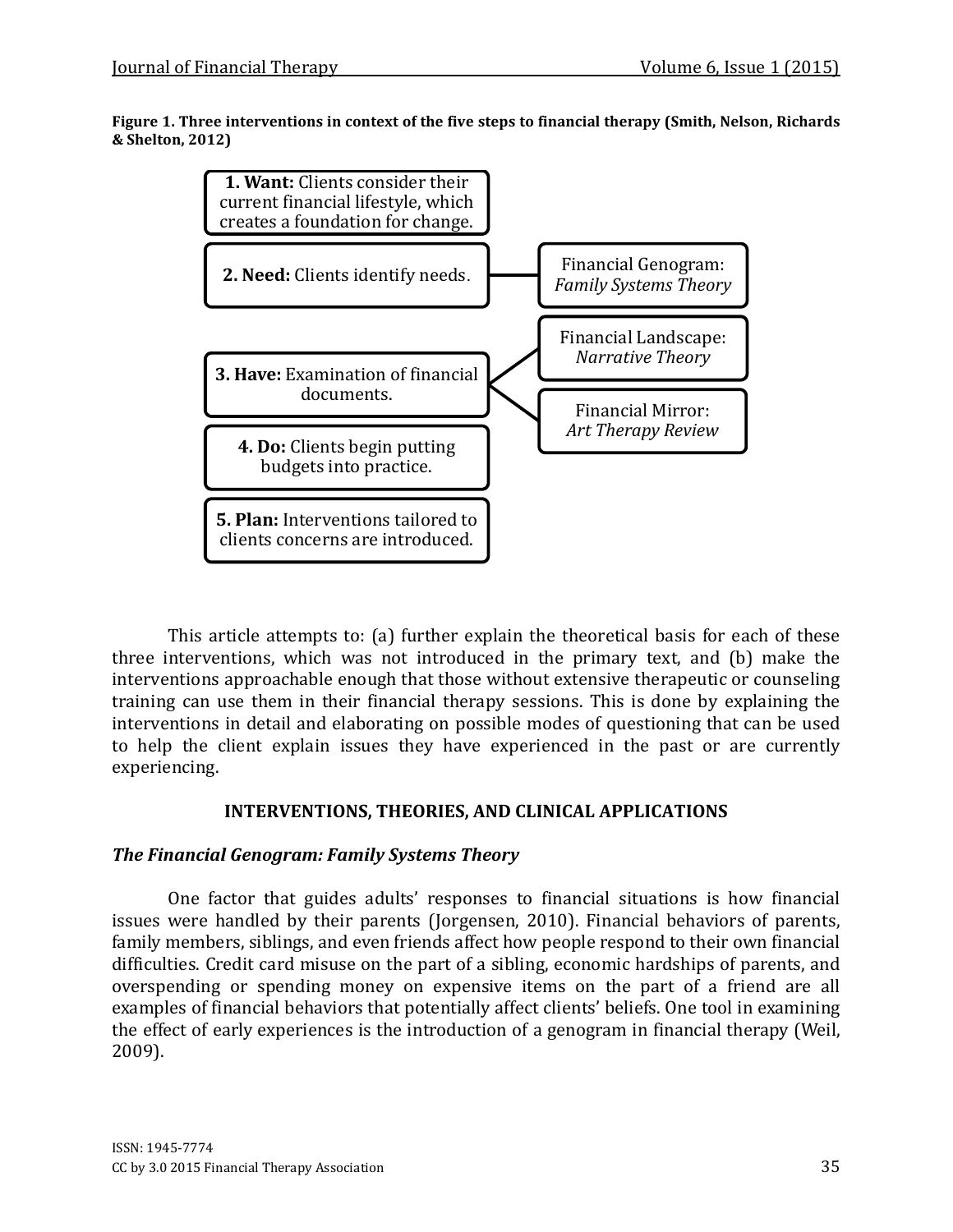**Figure 1. Three interventions in context of the five steps to financial therapy (Smith, Nelson, Richards & Shelton, 2012)**

**1. Want:** Clients consider their current financial lifestyle, which creates a foundation for change.

**2. Need:** Clients identify needs. — Financial Genogram: *Family Systems Theory*

**3. Have:** Examination of financial documents. — Financial Landscape: *Narrative Theory*; Financial Mirror: *Art Therapy Review*

**4. Do:** Clients begin putting budgets into practice.

**5. Plan:** Interventions tailored to clients concerns are introduced.

This article attempts to: (a) further explain the theoretical basis for each of these three interventions, which was not introduced in the primary text, and (b) make the interventions approachable enough that those without extensive therapeutic or counseling training can use them in their financial therapy sessions. This is done by explaining the interventions in detail and elaborating on possible modes of questioning that can be used to help the client explain issues they have experienced in the past or are currently experiencing.

## INTERVENTIONS, THEORIES, AND CLINICAL APPLICATIONS

### *The Financial Genogram: Family Systems Theory*

One factor that guides adults' responses to financial situations is how financial issues were handled by their parents (Jorgensen, 2010). Financial behaviors of parents, family members, siblings, and even friends affect how people respond to their own financial difficulties. Credit card misuse on the part of a sibling, economic hardships of parents, and overspending or spending money on expensive items on the part of a friend are all examples of financial behaviors that potentially affect clients' beliefs. One tool in examining the effect of early experiences is the introduction of a genogram in financial therapy (Weil, 2009).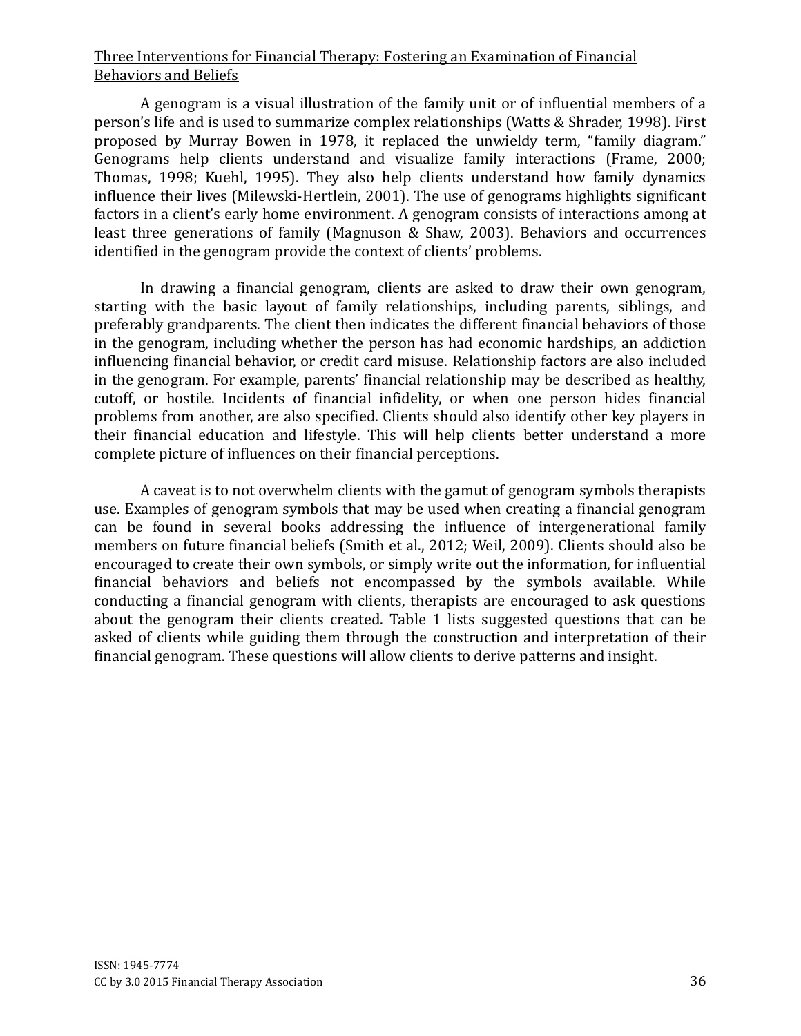A genogram is a visual illustration of the family unit or of influential members of a person's life and is used to summarize complex relationships (Watts & Shrader, 1998). First proposed by Murray Bowen in 1978, it replaced the unwieldy term, "family diagram." Genograms help clients understand and visualize family interactions (Frame, 2000; Thomas, 1998; Kuehl, 1995). They also help clients understand how family dynamics influence their lives (Milewski-Hertlein, 2001). The use of genograms highlights significant factors in a client's early home environment. A genogram consists of interactions among at least three generations of family (Magnuson & Shaw, 2003). Behaviors and occurrences identified in the genogram provide the context of clients' problems.

In drawing a financial genogram, clients are asked to draw their own genogram, starting with the basic layout of family relationships, including parents, siblings, and preferably grandparents. The client then indicates the different financial behaviors of those in the genogram, including whether the person has had economic hardships, an addiction influencing financial behavior, or credit card misuse. Relationship factors are also included in the genogram. For example, parents' financial relationship may be described as healthy, cutoff, or hostile. Incidents of financial infidelity, or when one person hides financial problems from another, are also specified. Clients should also identify other key players in their financial education and lifestyle. This will help clients better understand a more complete picture of influences on their financial perceptions.

A caveat is to not overwhelm clients with the gamut of genogram symbols therapists use. Examples of genogram symbols that may be used when creating a financial genogram can be found in several books addressing the influence of intergenerational family members on future financial beliefs (Smith et al., 2012; Weil, 2009). Clients should also be encouraged to create their own symbols, or simply write out the information, for influential financial behaviors and beliefs not encompassed by the symbols available. While conducting a financial genogram with clients, therapists are encouraged to ask questions about the genogram their clients created. Table 1 lists suggested questions that can be asked of clients while guiding them through the construction and interpretation of their financial genogram. These questions will allow clients to derive patterns and insight.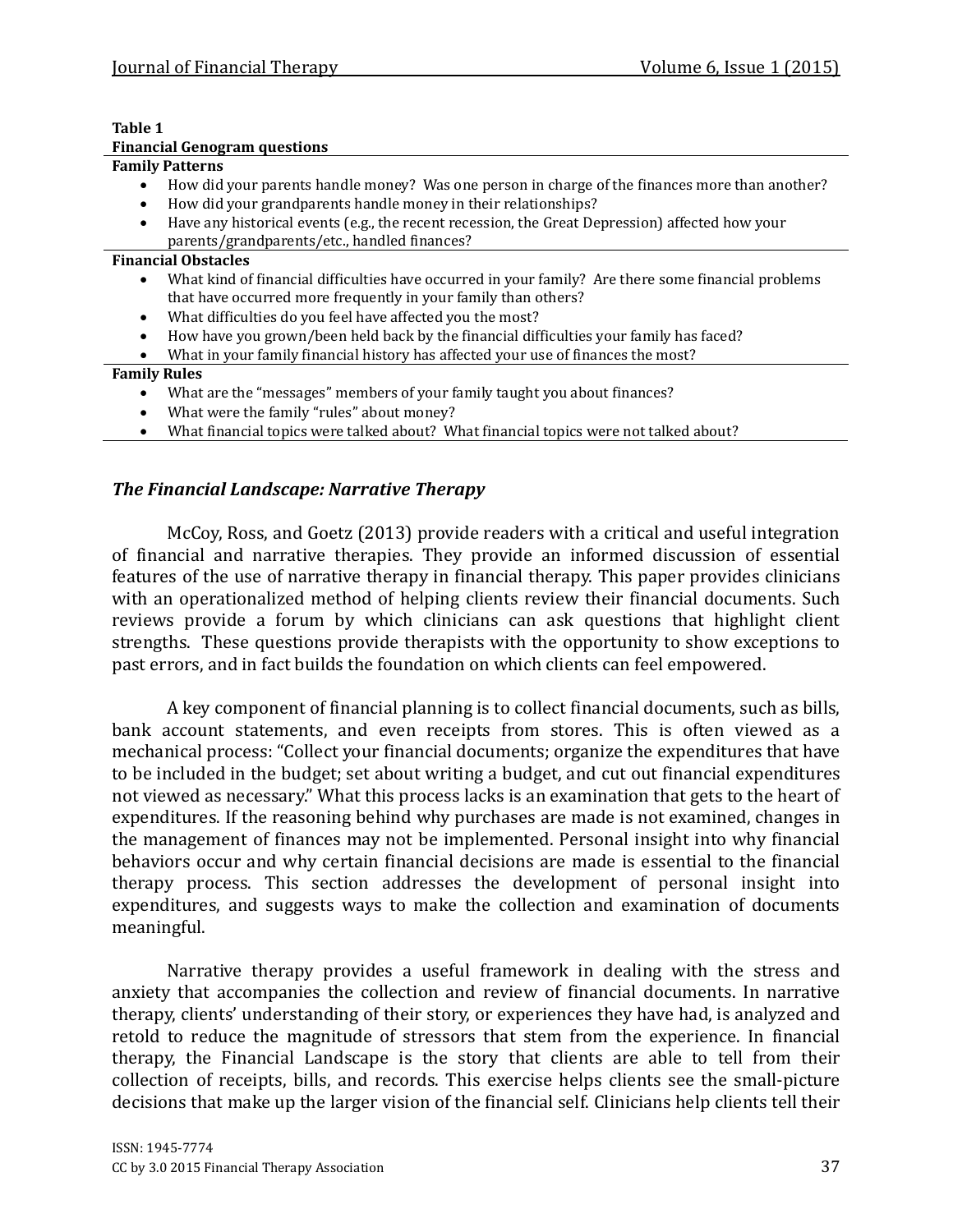**Table 1**

**Financial Genogram questions**

**Family Patterns**

- How did your parents handle money? Was one person in charge of the finances more than another?
- How did your grandparents handle money in their relationships?
- Have any historical events (e.g., the recent recession, the Great Depression) affected how your parents/grandparents/etc., handled finances?

**Financial Obstacles**

- What kind of financial difficulties have occurred in your family? Are there some financial problems that have occurred more frequently in your family than others?
- What difficulties do you feel have affected you the most?
- How have you grown/been held back by the financial difficulties your family has faced?
- What in your family financial history has affected your use of finances the most?

**Family Rules**

- What are the "messages" members of your family taught you about finances?
- What were the family "rules" about money?
- What financial topics were talked about? What financial topics were not talked about?

### *The Financial Landscape: Narrative Therapy*

McCoy, Ross, and Goetz (2013) provide readers with a critical and useful integration of financial and narrative therapies. They provide an informed discussion of essential features of the use of narrative therapy in financial therapy. This paper provides clinicians with an operationalized method of helping clients review their financial documents. Such reviews provide a forum by which clinicians can ask questions that highlight client strengths. These questions provide therapists with the opportunity to show exceptions to past errors, and in fact builds the foundation on which clients can feel empowered.

A key component of financial planning is to collect financial documents, such as bills, bank account statements, and even receipts from stores. This is often viewed as a mechanical process: "Collect your financial documents; organize the expenditures that have to be included in the budget; set about writing a budget, and cut out financial expenditures not viewed as necessary." What this process lacks is an examination that gets to the heart of expenditures. If the reasoning behind why purchases are made is not examined, changes in the management of finances may not be implemented. Personal insight into why financial behaviors occur and why certain financial decisions are made is essential to the financial therapy process. This section addresses the development of personal insight into expenditures, and suggests ways to make the collection and examination of documents meaningful.

Narrative therapy provides a useful framework in dealing with the stress and anxiety that accompanies the collection and review of financial documents. In narrative therapy, clients' understanding of their story, or experiences they have had, is analyzed and retold to reduce the magnitude of stressors that stem from the experience. In financial therapy, the Financial Landscape is the story that clients are able to tell from their collection of receipts, bills, and records. This exercise helps clients see the small-picture decisions that make up the larger vision of the financial self. Clinicians help clients tell their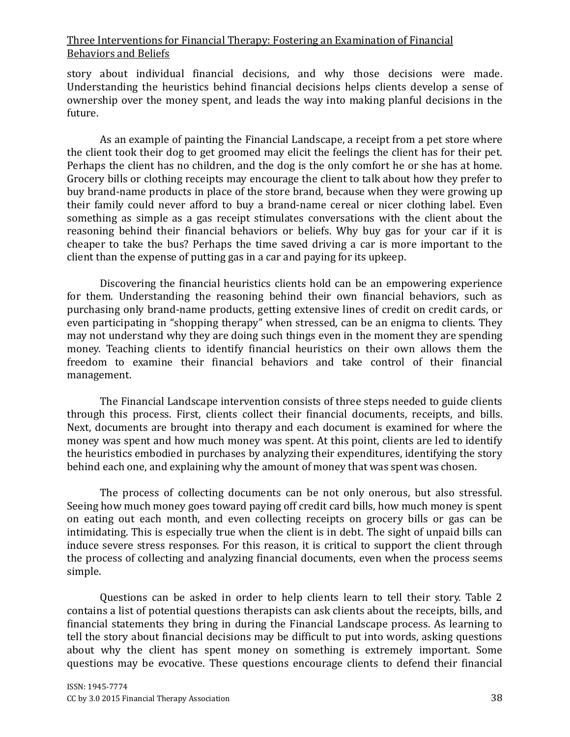story about individual financial decisions, and why those decisions were made. Understanding the heuristics behind financial decisions helps clients develop a sense of ownership over the money spent, and leads the way into making planful decisions in the future.

As an example of painting the Financial Landscape, a receipt from a pet store where the client took their dog to get groomed may elicit the feelings the client has for their pet. Perhaps the client has no children, and the dog is the only comfort he or she has at home. Grocery bills or clothing receipts may encourage the client to talk about how they prefer to buy brand-name products in place of the store brand, because when they were growing up their family could never afford to buy a brand-name cereal or nicer clothing label. Even something as simple as a gas receipt stimulates conversations with the client about the reasoning behind their financial behaviors or beliefs. Why buy gas for your car if it is cheaper to take the bus? Perhaps the time saved driving a car is more important to the client than the expense of putting gas in a car and paying for its upkeep.

Discovering the financial heuristics clients hold can be an empowering experience for them. Understanding the reasoning behind their own financial behaviors, such as purchasing only brand-name products, getting extensive lines of credit on credit cards, or even participating in "shopping therapy" when stressed, can be an enigma to clients. They may not understand why they are doing such things even in the moment they are spending money. Teaching clients to identify financial heuristics on their own allows them the freedom to examine their financial behaviors and take control of their financial management.

The Financial Landscape intervention consists of three steps needed to guide clients through this process. First, clients collect their financial documents, receipts, and bills. Next, documents are brought into therapy and each document is examined for where the money was spent and how much money was spent. At this point, clients are led to identify the heuristics embodied in purchases by analyzing their expenditures, identifying the story behind each one, and explaining why the amount of money that was spent was chosen.

The process of collecting documents can be not only onerous, but also stressful. Seeing how much money goes toward paying off credit card bills, how much money is spent on eating out each month, and even collecting receipts on grocery bills or gas can be intimidating. This is especially true when the client is in debt. The sight of unpaid bills can induce severe stress responses. For this reason, it is critical to support the client through the process of collecting and analyzing financial documents, even when the process seems simple.

Questions can be asked in order to help clients learn to tell their story. Table 2 contains a list of potential questions therapists can ask clients about the receipts, bills, and financial statements they bring in during the Financial Landscape process. As learning to tell the story about financial decisions may be difficult to put into words, asking questions about why the client has spent money on something is extremely important. Some questions may be evocative. These questions encourage clients to defend their financial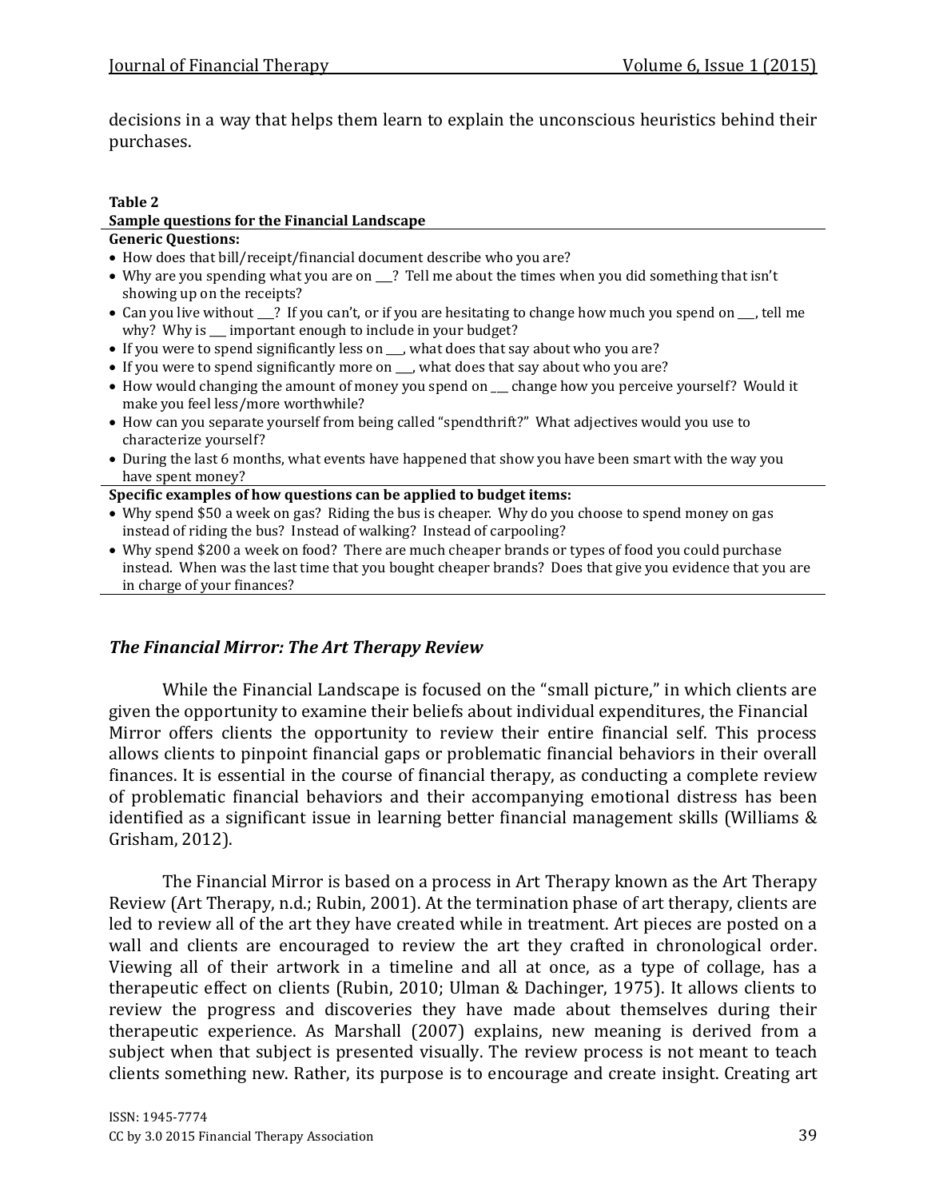decisions in a way that helps them learn to explain the unconscious heuristics behind their purchases.

**Table 2**
**Sample questions for the Financial Landscape**

**Generic Questions:**

- How does that bill/receipt/financial document describe who you are?
- Why are you spending what you are on ___? Tell me about the times when you did something that isn't showing up on the receipts?
- Can you live without ___? If you can't, or if you are hesitating to change how much you spend on ___, tell me why? Why is ___ important enough to include in your budget?
- If you were to spend significantly less on ___, what does that say about who you are?
- If you were to spend significantly more on ___, what does that say about who you are?
- How would changing the amount of money you spend on ___ change how you perceive yourself? Would it make you feel less/more worthwhile?
- How can you separate yourself from being called "spendthrift?" What adjectives would you use to characterize yourself?
- During the last 6 months, what events have happened that show you have been smart with the way you have spent money?

**Specific examples of how questions can be applied to budget items:**

- Why spend $50 a week on gas? Riding the bus is cheaper. Why do you choose to spend money on gas instead of riding the bus? Instead of walking? Instead of carpooling?
- Why spend $200 a week on food? There are much cheaper brands or types of food you could purchase instead. When was the last time that you bought cheaper brands? Does that give you evidence that you are in charge of your finances?

### *The Financial Mirror: The Art Therapy Review*

While the Financial Landscape is focused on the "small picture," in which clients are given the opportunity to examine their beliefs about individual expenditures, the Financial Mirror offers clients the opportunity to review their entire financial self. This process allows clients to pinpoint financial gaps or problematic financial behaviors in their overall finances. It is essential in the course of financial therapy, as conducting a complete review of problematic financial behaviors and their accompanying emotional distress has been identified as a significant issue in learning better financial management skills (Williams & Grisham, 2012).

The Financial Mirror is based on a process in Art Therapy known as the Art Therapy Review (Art Therapy, n.d.; Rubin, 2001). At the termination phase of art therapy, clients are led to review all of the art they have created while in treatment. Art pieces are posted on a wall and clients are encouraged to review the art they crafted in chronological order. Viewing all of their artwork in a timeline and all at once, as a type of collage, has a therapeutic effect on clients (Rubin, 2010; Ulman & Dachinger, 1975). It allows clients to review the progress and discoveries they have made about themselves during their therapeutic experience. As Marshall (2007) explains, new meaning is derived from a subject when that subject is presented visually. The review process is not meant to teach clients something new. Rather, its purpose is to encourage and create insight. Creating art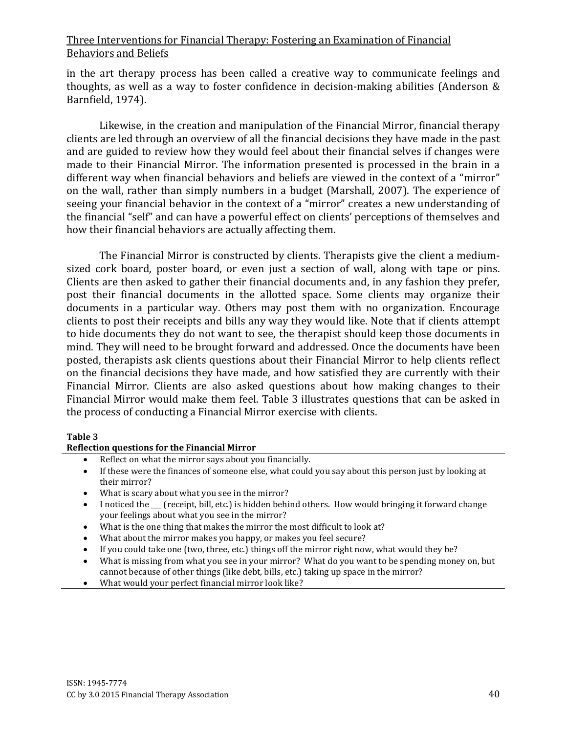in the art therapy process has been called a creative way to communicate feelings and thoughts, as well as a way to foster confidence in decision-making abilities (Anderson & Barnfield, 1974).

Likewise, in the creation and manipulation of the Financial Mirror, financial therapy clients are led through an overview of all the financial decisions they have made in the past and are guided to review how they would feel about their financial selves if changes were made to their Financial Mirror. The information presented is processed in the brain in a different way when financial behaviors and beliefs are viewed in the context of a "mirror" on the wall, rather than simply numbers in a budget (Marshall, 2007). The experience of seeing your financial behavior in the context of a "mirror" creates a new understanding of the financial "self" and can have a powerful effect on clients' perceptions of themselves and how their financial behaviors are actually affecting them.

The Financial Mirror is constructed by clients. Therapists give the client a medium-sized cork board, poster board, or even just a section of wall, along with tape or pins. Clients are then asked to gather their financial documents and, in any fashion they prefer, post their financial documents in the allotted space. Some clients may organize their documents in a particular way. Others may post them with no organization. Encourage clients to post their receipts and bills any way they would like. Note that if clients attempt to hide documents they do not want to see, the therapist should keep those documents in mind. They will need to be brought forward and addressed. Once the documents have been posted, therapists ask clients questions about their Financial Mirror to help clients reflect on the financial decisions they have made, and how satisfied they are currently with their Financial Mirror. Clients are also asked questions about how making changes to their Financial Mirror would make them feel. Table 3 illustrates questions that can be asked in the process of conducting a Financial Mirror exercise with clients.

**Table 3**
**Reflection questions for the Financial Mirror**

- Reflect on what the mirror says about you financially.
- If these were the finances of someone else, what could you say about this person just by looking at their mirror?
- What is scary about what you see in the mirror?
- I noticed the ___ (receipt, bill, etc.) is hidden behind others. How would bringing it forward change your feelings about what you see in the mirror?
- What is the one thing that makes the mirror the most difficult to look at?
- What about the mirror makes you happy, or makes you feel secure?
- If you could take one (two, three, etc.) things off the mirror right now, what would they be?
- What is missing from what you see in your mirror? What do you want to be spending money on, but cannot because of other things (like debt, bills, etc.) taking up space in the mirror?
- What would your perfect financial mirror look like?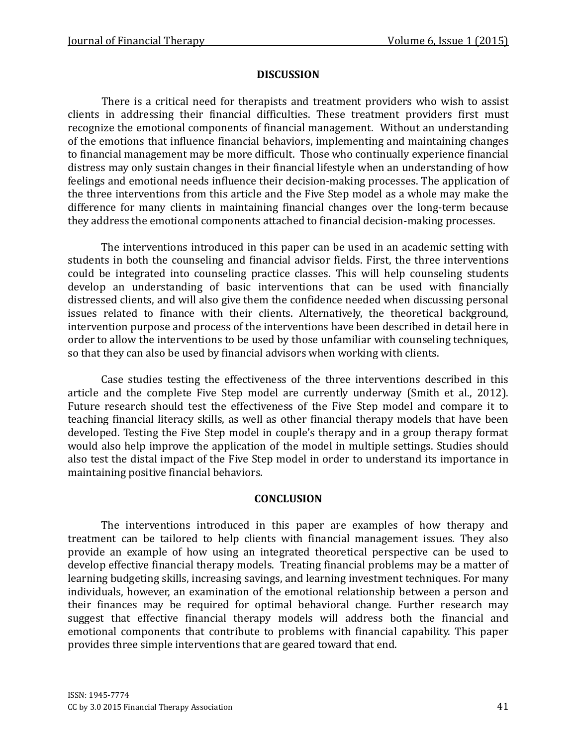## DISCUSSION

There is a critical need for therapists and treatment providers who wish to assist clients in addressing their financial difficulties. These treatment providers first must recognize the emotional components of financial management. Without an understanding of the emotions that influence financial behaviors, implementing and maintaining changes to financial management may be more difficult. Those who continually experience financial distress may only sustain changes in their financial lifestyle when an understanding of how feelings and emotional needs influence their decision-making processes. The application of the three interventions from this article and the Five Step model as a whole may make the difference for many clients in maintaining financial changes over the long-term because they address the emotional components attached to financial decision-making processes.

The interventions introduced in this paper can be used in an academic setting with students in both the counseling and financial advisor fields. First, the three interventions could be integrated into counseling practice classes. This will help counseling students develop an understanding of basic interventions that can be used with financially distressed clients, and will also give them the confidence needed when discussing personal issues related to finance with their clients. Alternatively, the theoretical background, intervention purpose and process of the interventions have been described in detail here in order to allow the interventions to be used by those unfamiliar with counseling techniques, so that they can also be used by financial advisors when working with clients.

Case studies testing the effectiveness of the three interventions described in this article and the complete Five Step model are currently underway (Smith et al., 2012). Future research should test the effectiveness of the Five Step model and compare it to teaching financial literacy skills, as well as other financial therapy models that have been developed. Testing the Five Step model in couple's therapy and in a group therapy format would also help improve the application of the model in multiple settings. Studies should also test the distal impact of the Five Step model in order to understand its importance in maintaining positive financial behaviors.

## CONCLUSION

The interventions introduced in this paper are examples of how therapy and treatment can be tailored to help clients with financial management issues. They also provide an example of how using an integrated theoretical perspective can be used to develop effective financial therapy models. Treating financial problems may be a matter of learning budgeting skills, increasing savings, and learning investment techniques. For many individuals, however, an examination of the emotional relationship between a person and their finances may be required for optimal behavioral change. Further research may suggest that effective financial therapy models will address both the financial and emotional components that contribute to problems with financial capability. This paper provides three simple interventions that are geared toward that end.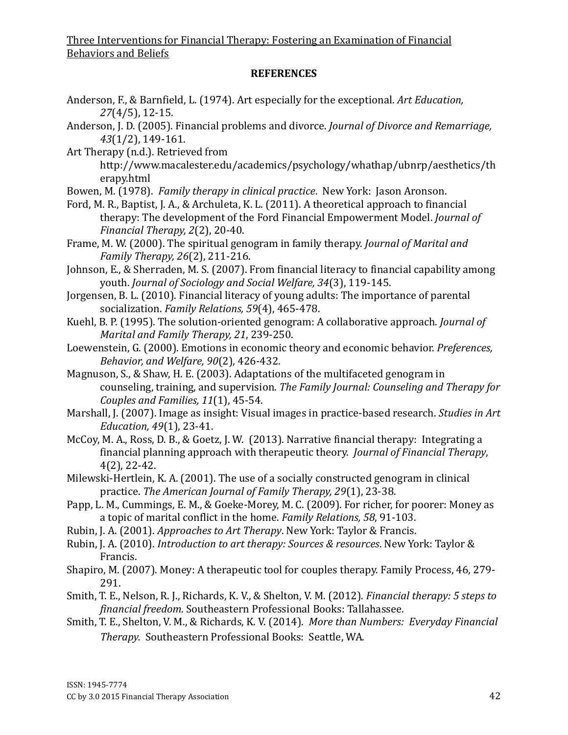## REFERENCES

Anderson, F., & Barnfield, L. (1974). Art especially for the exceptional. *Art Education, 27*(4/5), 12-15.

Anderson, J. D. (2005). Financial problems and divorce. *Journal of Divorce and Remarriage, 43*(1/2), 149-161.

Art Therapy (n.d.). Retrieved from http://www.macalester.edu/academics/psychology/whathap/ubnrp/aesthetics/therapy.html

Bowen, M. (1978). *Family therapy in clinical practice*. New York: Jason Aronson.

Ford, M. R., Baptist, J. A., & Archuleta, K. L. (2011). A theoretical approach to financial therapy: The development of the Ford Financial Empowerment Model. *Journal of Financial Therapy, 2*(2), 20-40.

Frame, M. W. (2000). The spiritual genogram in family therapy. *Journal of Marital and Family Therapy, 26*(2), 211-216.

Johnson, E., & Sherraden, M. S. (2007). From financial literacy to financial capability among youth. *Journal of Sociology and Social Welfare, 34*(3), 119-145.

Jorgensen, B. L. (2010). Financial literacy of young adults: The importance of parental socialization. *Family Relations, 59*(4), 465-478.

Kuehl, B. P. (1995). The solution-oriented genogram: A collaborative approach. *Journal of Marital and Family Therapy, 21*, 239-250.

Loewenstein, G. (2000). Emotions in economic theory and economic behavior. *Preferences, Behavior, and Welfare, 90*(2), 426-432.

Magnuson, S., & Shaw, H. E. (2003). Adaptations of the multifaceted genogram in counseling, training, and supervision. *The Family Journal: Counseling and Therapy for Couples and Families, 11*(1), 45-54.

Marshall, J. (2007). Image as insight: Visual images in practice-based research. *Studies in Art Education, 49*(1), 23-41.

McCoy, M. A., Ross, D. B., & Goetz, J. W. (2013). Narrative financial therapy: Integrating a financial planning approach with therapeutic theory. *Journal of Financial Therapy*, 4(2), 22-42.

Milewski-Hertlein, K. A. (2001). The use of a socially constructed genogram in clinical practice. *The American Journal of Family Therapy, 29*(1), 23-38.

Papp, L. M., Cummings, E. M., & Goeke-Morey, M. C. (2009). For richer, for poorer: Money as a topic of marital conflict in the home. *Family Relations, 58*, 91-103.

Rubin, J. A. (2001). *Approaches to Art Therapy*. New York: Taylor & Francis.

Rubin, J. A. (2010). *Introduction to art therapy: Sources & resources*. New York: Taylor & Francis.

Shapiro, M. (2007). Money: A therapeutic tool for couples therapy. Family Process, 46, 279-291.

Smith, T. E., Nelson, R. J., Richards, K. V., & Shelton, V. M. (2012). *Financial therapy: 5 steps to financial freedom*. Southeastern Professional Books: Tallahassee.

Smith, T. E., Shelton, V. M., & Richards, K. V. (2014). *More than Numbers: Everyday Financial Therapy.* Southeastern Professional Books: Seattle, WA.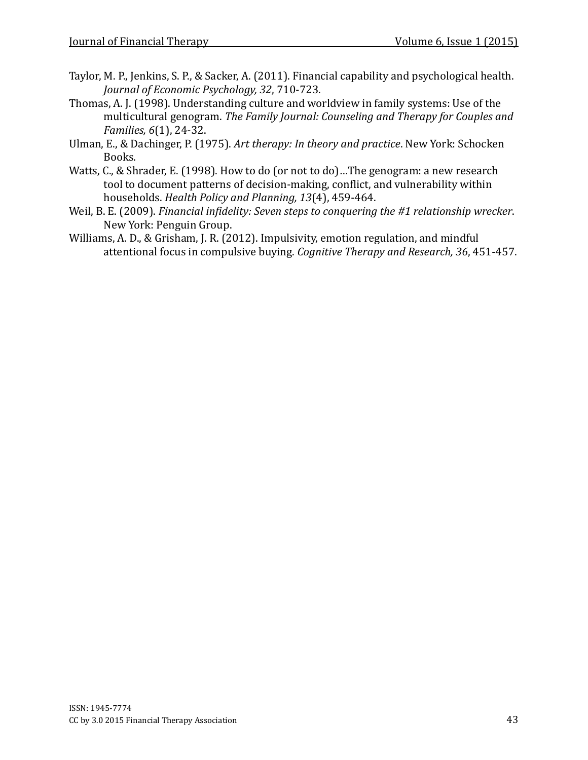Taylor, M. P., Jenkins, S. P., & Sacker, A. (2011). Financial capability and psychological health. *Journal of Economic Psychology, 32*, 710-723.

Thomas, A. J. (1998). Understanding culture and worldview in family systems: Use of the multicultural genogram. *The Family Journal: Counseling and Therapy for Couples and Families, 6*(1), 24-32.

Ulman, E., & Dachinger, P. (1975). *Art therapy: In theory and practice*. New York: Schocken Books.

Watts, C., & Shrader, E. (1998). How to do (or not to do)…The genogram: a new research tool to document patterns of decision-making, conflict, and vulnerability within households. *Health Policy and Planning, 13*(4), 459-464.

Weil, B. E. (2009). *Financial infidelity: Seven steps to conquering the #1 relationship wrecker*. New York: Penguin Group.

Williams, A. D., & Grisham, J. R. (2012). Impulsivity, emotion regulation, and mindful attentional focus in compulsive buying. *Cognitive Therapy and Research, 36*, 451-457.